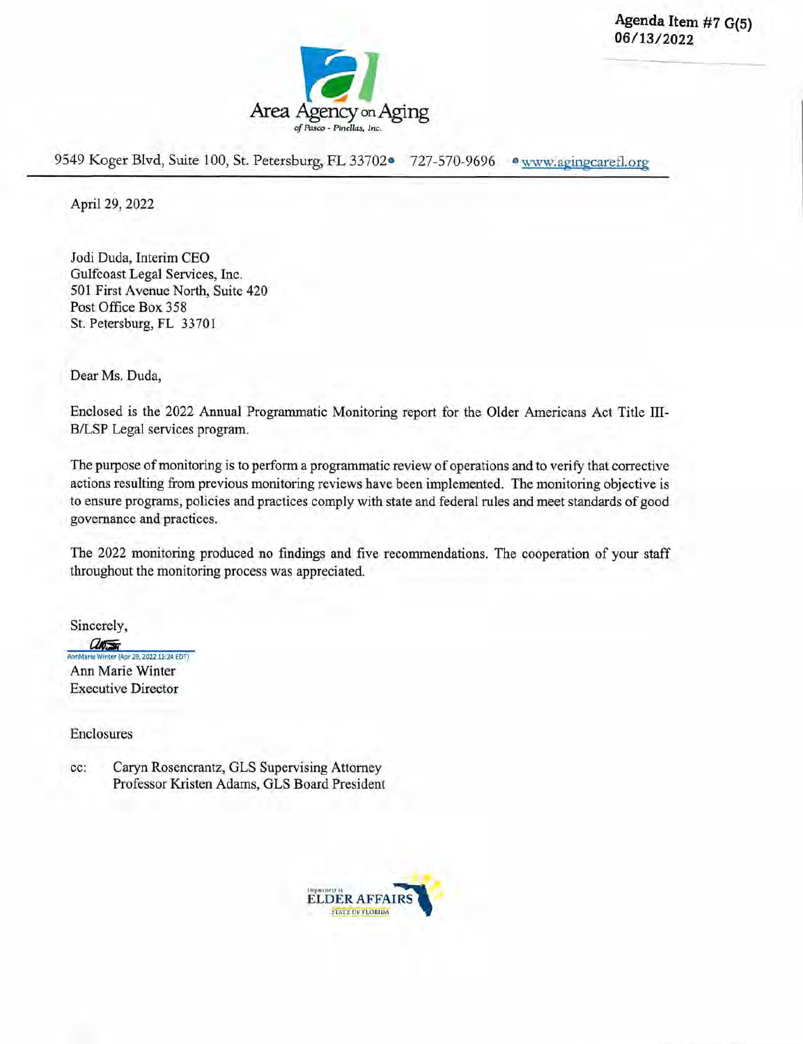**Agenda Item #7 G(5)**
**06/13/2022**

Area Agency on Aging
*of Pasco - Pinellas, Inc.*

9549 Koger Blvd, Suite 100, St. Petersburg, FL 33702 • 727-570-9696 • www.agingcarefl.org

April 29, 2022

Jodi Duda, Interim CEO
Gulfcoast Legal Services, Inc.
501 First Avenue North, Suite 420
Post Office Box 358
St. Petersburg, FL 33701

Dear Ms. Duda,

Enclosed is the 2022 Annual Programmatic Monitoring report for the Older Americans Act Title III-B/LSP Legal services program.

The purpose of monitoring is to perform a programmatic review of operations and to verify that corrective actions resulting from previous monitoring reviews have been implemented. The monitoring objective is to ensure programs, policies and practices comply with state and federal rules and meet standards of good governance and practices.

The 2022 monitoring produced no findings and five recommendations. The cooperation of your staff throughout the monitoring process was appreciated.

Sincerely,

AnnMarie Winter (Apr 29, 2022 15:24 EDT)
Ann Marie Winter
Executive Director

Enclosures

cc: Caryn Rosencrantz, GLS Supervising Attorney
Professor Kristen Adams, GLS Board President

Department of ELDER AFFAIRS STATE OF FLORIDA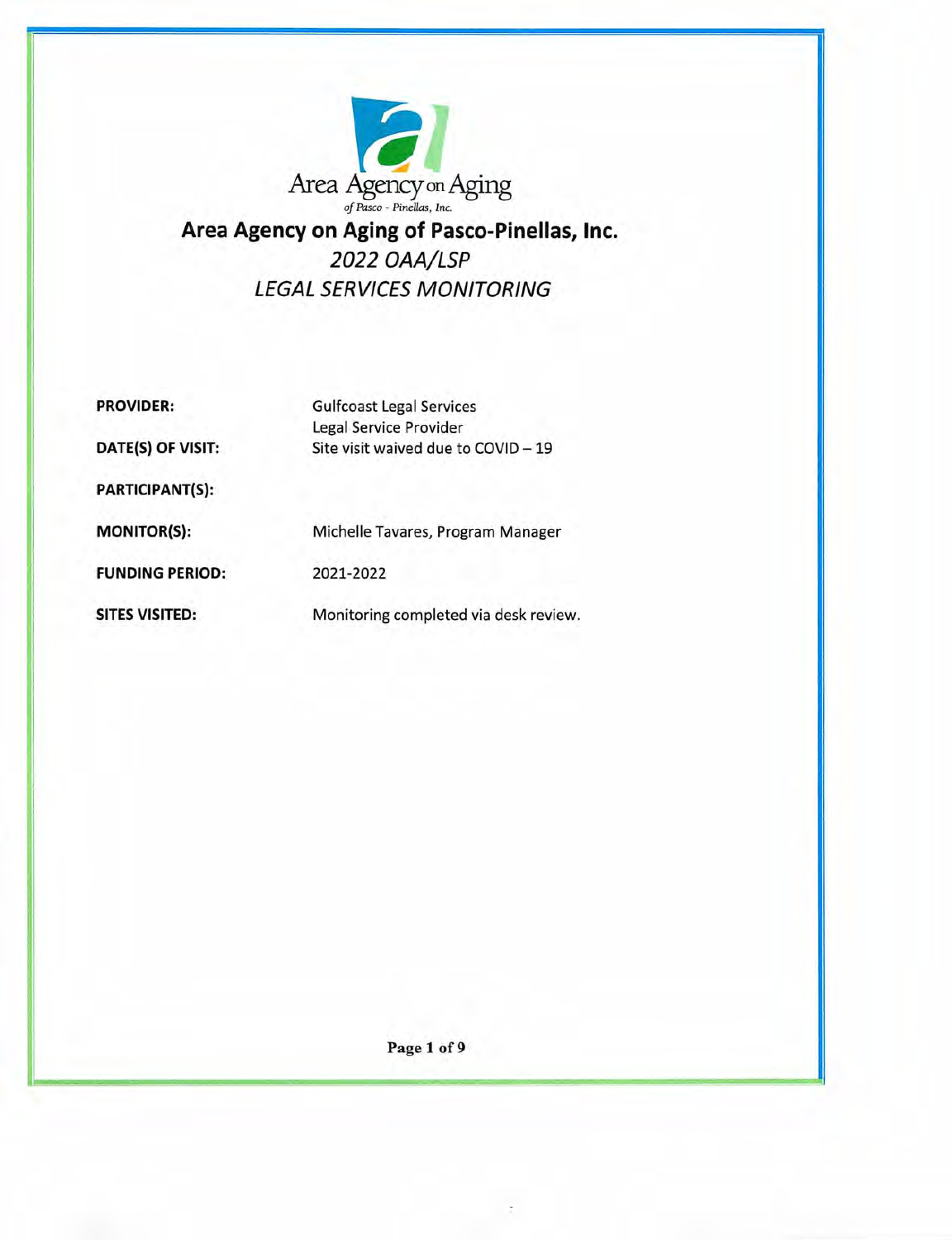Area Agency on Aging
*of Pasco - Pinellas, Inc.*

# Area Agency on Aging of Pasco-Pinellas, Inc.

## *2022 OAA/LSP*

## *LEGAL SERVICES MONITORING*

| | |
|---|---|
| **PROVIDER:** | Gulfcoast Legal Services<br>Legal Service Provider |
| **DATE(S) OF VISIT:** | Site visit waived due to COVID – 19 |
| **PARTICIPANT(S):** | |
| **MONITOR(S):** | Michelle Tavares, Program Manager |
| **FUNDING PERIOD:** | 2021-2022 |
| **SITES VISITED:** | Monitoring completed via desk review. |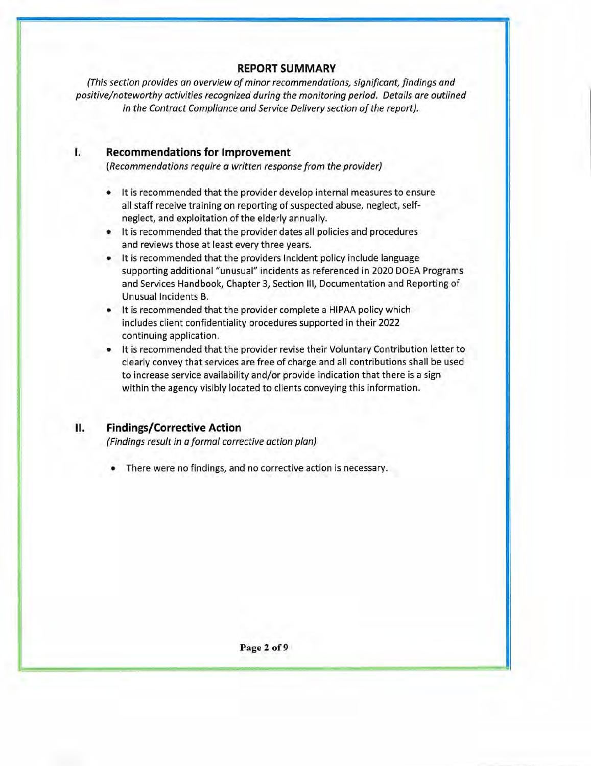## REPORT SUMMARY

*(This section provides an overview of minor recommendations, significant, findings and positive/noteworthy activities recognized during the monitoring period. Details are outlined in the Contract Compliance and Service Delivery section of the report).*

### I. Recommendations for Improvement

*(Recommendations require a written response from the provider)*

- It is recommended that the provider develop internal measures to ensure all staff receive training on reporting of suspected abuse, neglect, self-neglect, and exploitation of the elderly annually.
- It is recommended that the provider dates all policies and procedures and reviews those at least every three years.
- It is recommended that the providers Incident policy include language supporting additional "unusual" incidents as referenced in 2020 DOEA Programs and Services Handbook, Chapter 3, Section III, Documentation and Reporting of Unusual Incidents B.
- It is recommended that the provider complete a HIPAA policy which includes client confidentiality procedures supported in their 2022 continuing application.
- It is recommended that the provider revise their Voluntary Contribution letter to clearly convey that services are free of charge and all contributions shall be used to increase service availability and/or provide indication that there is a sign within the agency visibly located to clients conveying this information.

### II. Findings/Corrective Action

*(Findings result in a formal corrective action plan)*

- There were no findings, and no corrective action is necessary.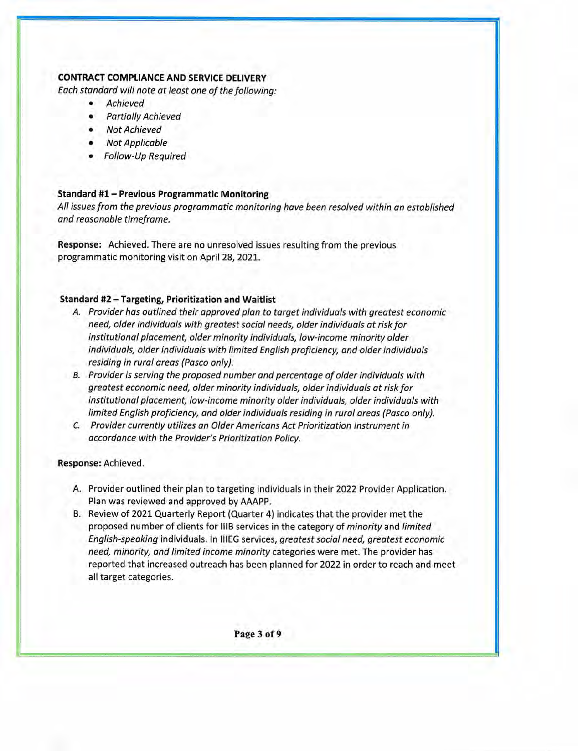**CONTRACT COMPLIANCE AND SERVICE DELIVERY**

*Each standard will note at least one of the following:*

- *Achieved*
- *Partially Achieved*
- *Not Achieved*
- *Not Applicable*
- *Follow-Up Required*

**Standard #1 – Previous Programmatic Monitoring**

*All issues from the previous programmatic monitoring have been resolved within an established and reasonable timeframe.*

**Response:** Achieved. There are no unresolved issues resulting from the previous programmatic monitoring visit on April 28, 2021.

**Standard #2 – Targeting, Prioritization and Waitlist**

A. *Provider has outlined their approved plan to target individuals with greatest economic need, older individuals with greatest social needs, older individuals at risk for institutional placement, older minority individuals, low-income minority older individuals, older individuals with limited English proficiency, and older individuals residing in rural areas (Pasco only).*
B. *Provider is serving the proposed number and percentage of older individuals with greatest economic need, older minority individuals, older individuals at risk for institutional placement, low-income minority older individuals, older individuals with limited English proficiency, and older individuals residing in rural areas (Pasco only).*
C. *Provider currently utilizes an Older Americans Act Prioritization Instrument in accordance with the Provider's Prioritization Policy.*

**Response:** Achieved.

A. Provider outlined their plan to targeting individuals in their 2022 Provider Application. Plan was reviewed and approved by AAAPP.
B. Review of 2021 Quarterly Report (Quarter 4) indicates that the provider met the proposed number of clients for IIIB services in the category of *minority* and *limited English-speaking* individuals. In IIIEG services, *greatest social need, greatest economic need, minority, and limited income minority* categories were met. The provider has reported that increased outreach has been planned for 2022 in order to reach and meet all target categories.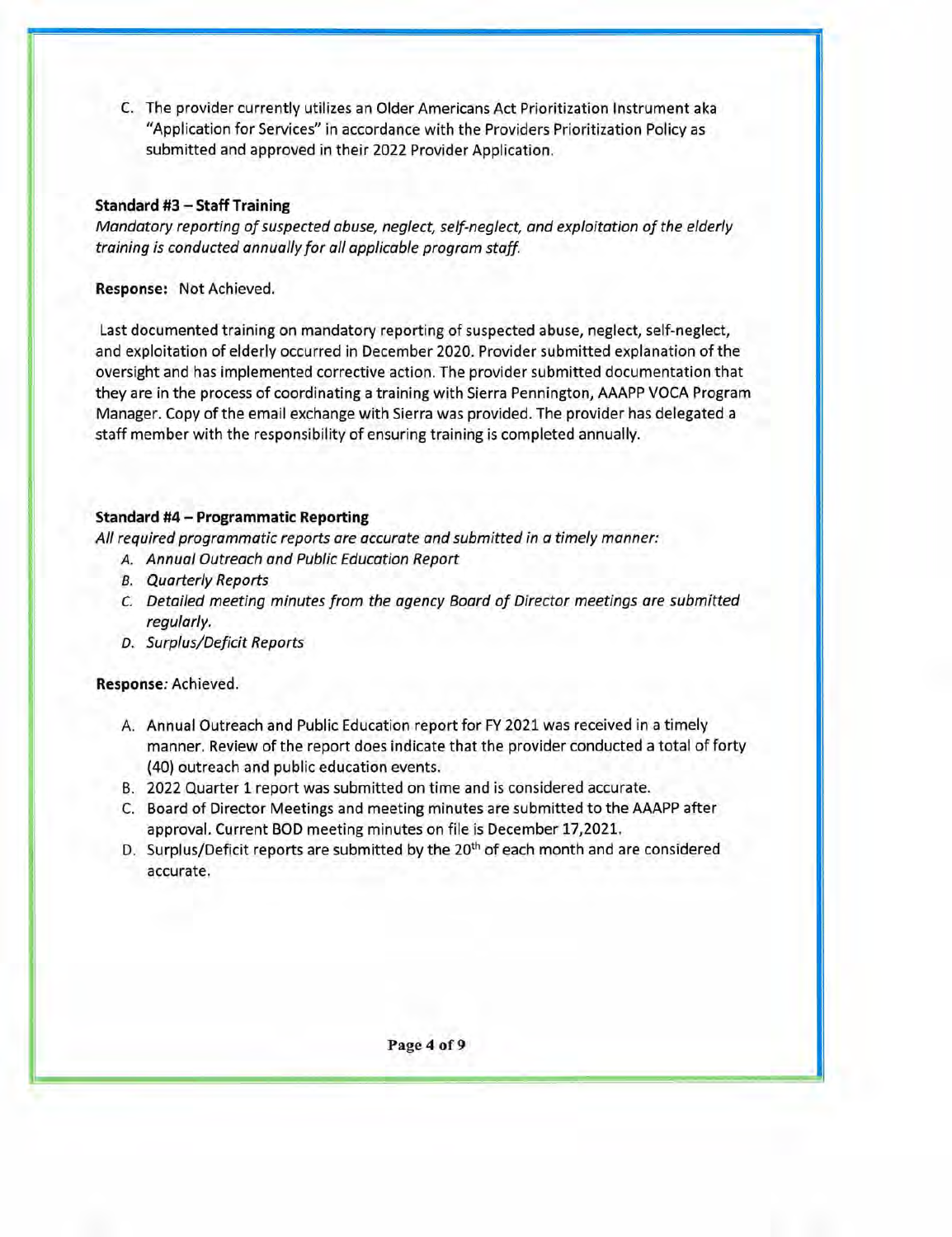C. The provider currently utilizes an Older Americans Act Prioritization Instrument aka "Application for Services" in accordance with the Providers Prioritization Policy as submitted and approved in their 2022 Provider Application.

**Standard #3 – Staff Training**

*Mandatory reporting of suspected abuse, neglect, self-neglect, and exploitation of the elderly training is conducted annually for all applicable program staff.*

**Response:** Not Achieved.

Last documented training on mandatory reporting of suspected abuse, neglect, self-neglect, and exploitation of elderly occurred in December 2020. Provider submitted explanation of the oversight and has implemented corrective action. The provider submitted documentation that they are in the process of coordinating a training with Sierra Pennington, AAAPP VOCA Program Manager. Copy of the email exchange with Sierra was provided. The provider has delegated a staff member with the responsibility of ensuring training is completed annually.

**Standard #4 – Programmatic Reporting**

*All required programmatic reports are accurate and submitted in a timely manner:*

*A. Annual Outreach and Public Education Report*
*B. Quarterly Reports*
*C. Detailed meeting minutes from the agency Board of Director meetings are submitted regularly.*
*D. Surplus/Deficit Reports*

**Response***:* Achieved.

A. Annual Outreach and Public Education report for FY 2021 was received in a timely manner. Review of the report does indicate that the provider conducted a total of forty (40) outreach and public education events.
B. 2022 Quarter 1 report was submitted on time and is considered accurate.
C. Board of Director Meetings and meeting minutes are submitted to the AAAPP after approval. Current BOD meeting minutes on file is December 17,2021.
D. Surplus/Deficit reports are submitted by the 20th of each month and are considered accurate.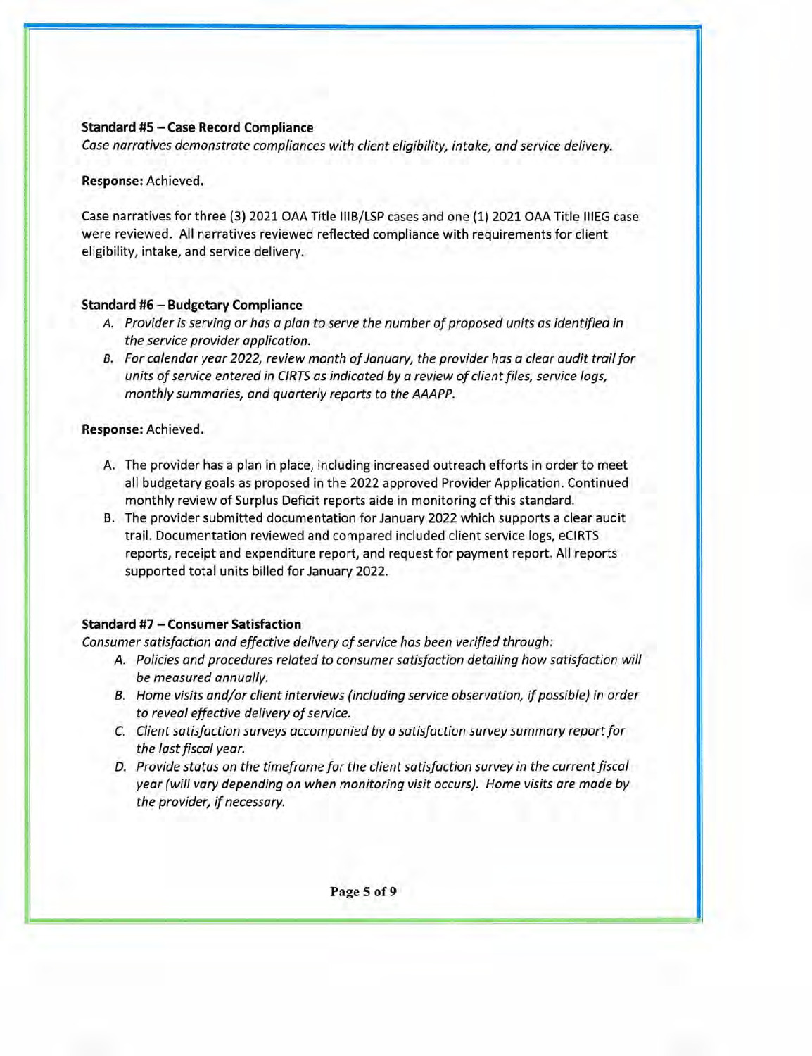**Standard #5 – Case Record Compliance**

*Case narratives demonstrate compliances with client eligibility, intake, and service delivery.*

**Response:** Achieved.

Case narratives for three (3) 2021 OAA Title IIIB/LSP cases and one (1) 2021 OAA Title IIIEG case were reviewed. All narratives reviewed reflected compliance with requirements for client eligibility, intake, and service delivery.

**Standard #6 – Budgetary Compliance**

A. *Provider is serving or has a plan to serve the number of proposed units as identified in the service provider application.*
B. *For calendar year 2022, review month of January, the provider has a clear audit trail for units of service entered in CIRTS as indicated by a review of client files, service logs, monthly summaries, and quarterly reports to the AAAPP.*

**Response:** Achieved.

A. The provider has a plan in place, including increased outreach efforts in order to meet all budgetary goals as proposed in the 2022 approved Provider Application. Continued monthly review of Surplus Deficit reports aide in monitoring of this standard.
B. The provider submitted documentation for January 2022 which supports a clear audit trail. Documentation reviewed and compared included client service logs, eCIRTS reports, receipt and expenditure report, and request for payment report. All reports supported total units billed for January 2022.

**Standard #7 – Consumer Satisfaction**

*Consumer satisfaction and effective delivery of service has been verified through:*

A. *Policies and procedures related to consumer satisfaction detailing how satisfaction will be measured annually.*
B. *Home visits and/or client interviews (including service observation, if possible) in order to reveal effective delivery of service.*
C. *Client satisfaction surveys accompanied by a satisfaction survey summary report for the last fiscal year.*
D. *Provide status on the timeframe for the client satisfaction survey in the current fiscal year (will vary depending on when monitoring visit occurs). Home visits are made by the provider, if necessary.*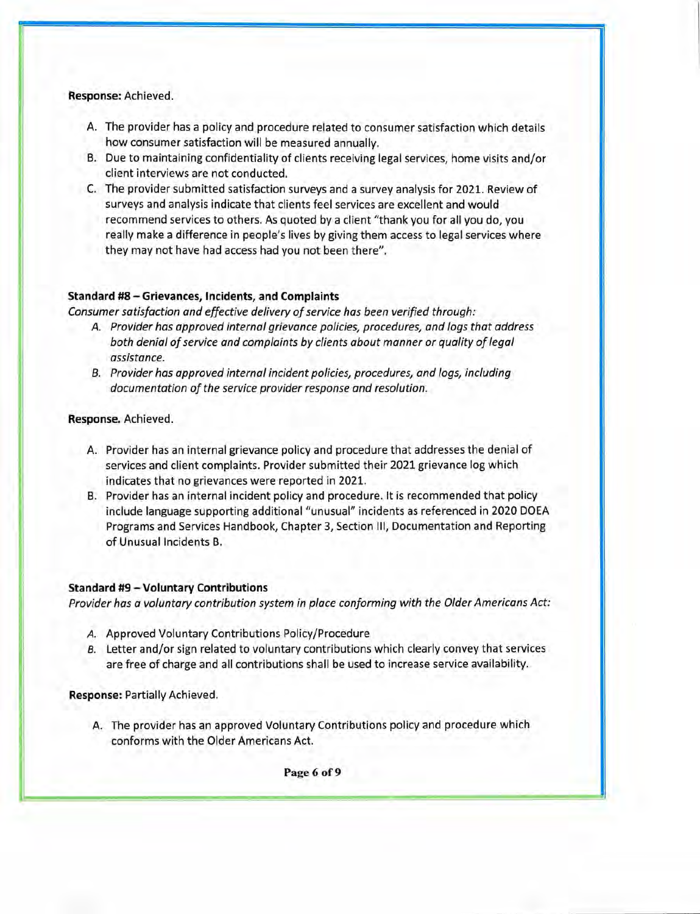**Response:** Achieved.

A. The provider has a policy and procedure related to consumer satisfaction which details how consumer satisfaction will be measured annually.
B. Due to maintaining confidentiality of clients receiving legal services, home visits and/or client interviews are not conducted.
C. The provider submitted satisfaction surveys and a survey analysis for 2021. Review of surveys and analysis indicate that clients feel services are excellent and would recommend services to others. As quoted by a client "thank you for all you do, you really make a difference in people's lives by giving them access to legal services where they may not have had access had you not been there".

**Standard #8 – Grievances, Incidents, and Complaints**

*Consumer satisfaction and effective delivery of service has been verified through:*

*A. Provider has approved internal grievance policies, procedures, and logs that address both denial of service and complaints by clients about manner or quality of legal assistance.*
*B. Provider has approved internal incident policies, procedures, and logs, including documentation of the service provider response and resolution.*

**Response.** Achieved.

A. Provider has an internal grievance policy and procedure that addresses the denial of services and client complaints. Provider submitted their 2021 grievance log which indicates that no grievances were reported in 2021.
B. Provider has an internal incident policy and procedure. It is recommended that policy include language supporting additional "unusual" incidents as referenced in 2020 DOEA Programs and Services Handbook, Chapter 3, Section III, Documentation and Reporting of Unusual Incidents B.

**Standard #9 – Voluntary Contributions**

*Provider has a voluntary contribution system in place conforming with the Older Americans Act:*

*A.* Approved Voluntary Contributions Policy/Procedure
*B.* Letter and/or sign related to voluntary contributions which clearly convey that services are free of charge and all contributions shall be used to increase service availability.

**Response:** Partially Achieved.

A. The provider has an approved Voluntary Contributions policy and procedure which conforms with the Older Americans Act.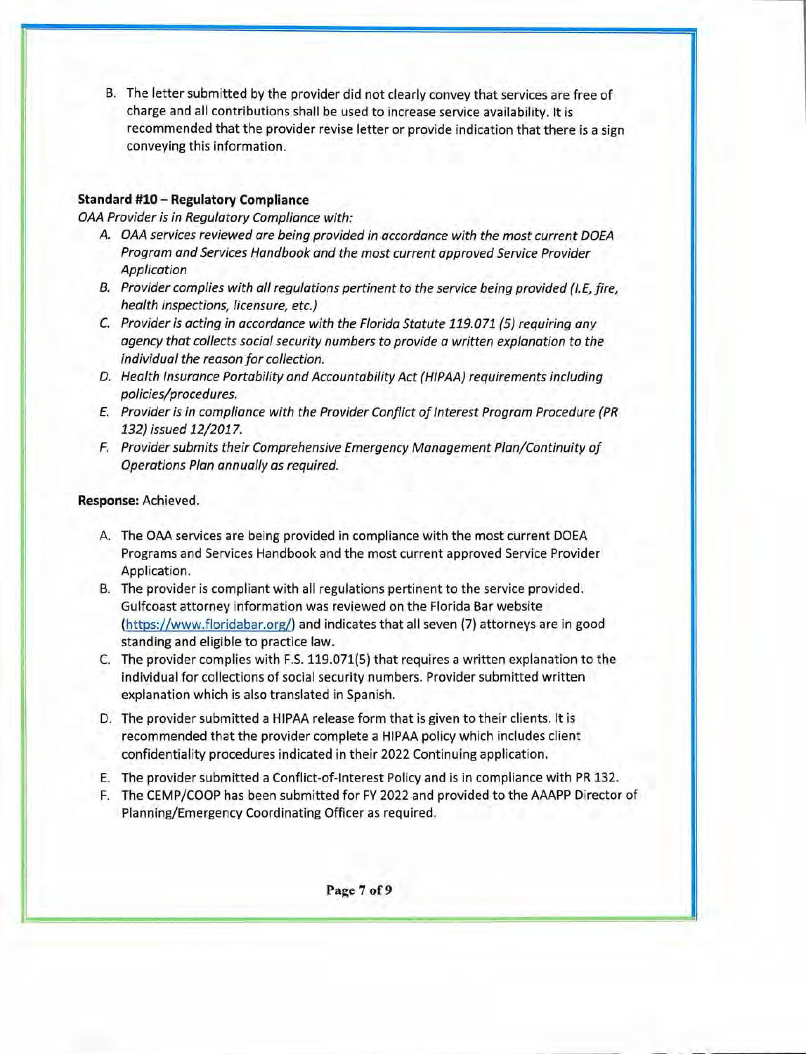B. The letter submitted by the provider did not clearly convey that services are free of charge and all contributions shall be used to increase service availability. It is recommended that the provider revise letter or provide indication that there is a sign conveying this information.

**Standard #10 – Regulatory Compliance**

*OAA Provider is in Regulatory Compliance with:*

A. *OAA services reviewed are being provided in accordance with the most current DOEA Program and Services Handbook and the most current approved Service Provider Application*
B. *Provider complies with all regulations pertinent to the service being provided (I.E, fire, health inspections, licensure, etc.)*
C. *Provider is acting in accordance with the Florida Statute 119.071 (5) requiring any agency that collects social security numbers to provide a written explanation to the individual the reason for collection.*
D. *Health Insurance Portability and Accountability Act (HIPAA) requirements including policies/procedures.*
E. *Provider is in compliance with the Provider Conflict of Interest Program Procedure (PR 132) issued 12/2017.*
F. *Provider submits their Comprehensive Emergency Management Plan/Continuity of Operations Plan annually as required.*

**Response:** Achieved.

A. The OAA services are being provided in compliance with the most current DOEA Programs and Services Handbook and the most current approved Service Provider Application.
B. The provider is compliant with all regulations pertinent to the service provided. Gulfcoast attorney information was reviewed on the Florida Bar website (https://www.floridabar.org/) and indicates that all seven (7) attorneys are in good standing and eligible to practice law.
C. The provider complies with F.S. 119.071(5) that requires a written explanation to the individual for collections of social security numbers. Provider submitted written explanation which is also translated in Spanish.
D. The provider submitted a HIPAA release form that is given to their clients. It is recommended that the provider complete a HIPAA policy which includes client confidentiality procedures indicated in their 2022 Continuing application.
E. The provider submitted a Conflict-of-Interest Policy and is in compliance with PR 132.
F. The CEMP/COOP has been submitted for FY 2022 and provided to the AAAPP Director of Planning/Emergency Coordinating Officer as required.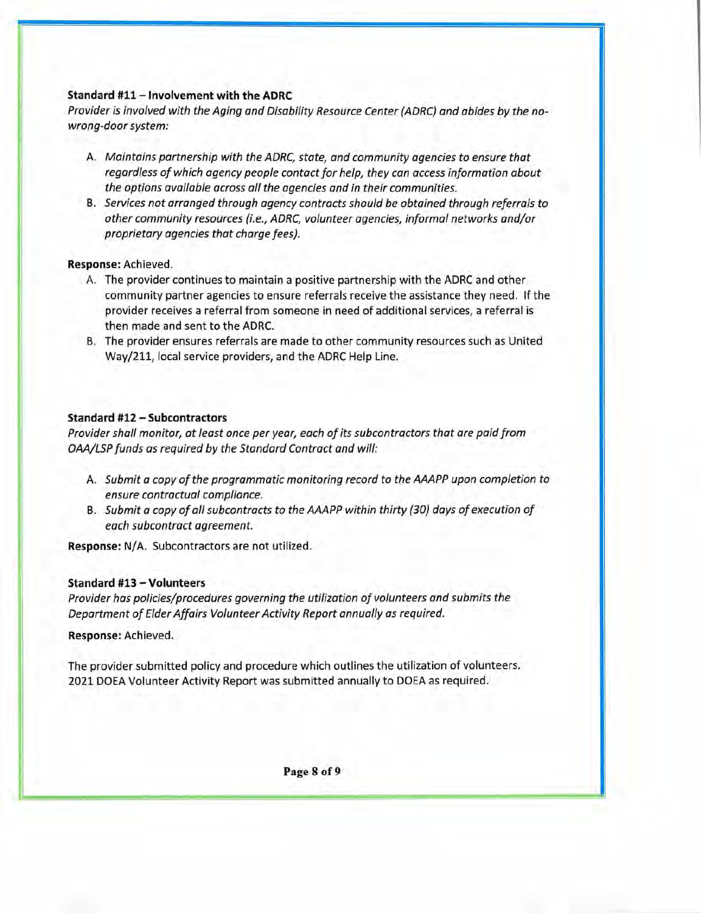**Standard #11 – Involvement with the ADRC**

*Provider is involved with the Aging and Disability Resource Center (ADRC) and abides by the no-wrong-door system:*

A. *Maintains partnership with the ADRC, state, and community agencies to ensure that regardless of which agency people contact for help, they can access information about the options available across all the agencies and in their communities.*
B. *Services not arranged through agency contracts should be obtained through referrals to other community resources (i.e., ADRC, volunteer agencies, informal networks and/or proprietary agencies that charge fees).*

**Response:** Achieved.

A. The provider continues to maintain a positive partnership with the ADRC and other community partner agencies to ensure referrals receive the assistance they need. If the provider receives a referral from someone in need of additional services, a referral is then made and sent to the ADRC.
B. The provider ensures referrals are made to other community resources such as United Way/211, local service providers, and the ADRC Help Line.

**Standard #12 – Subcontractors**

*Provider shall monitor, at least once per year, each of its subcontractors that are paid from OAA/LSP funds as required by the Standard Contract and will:*

A. *Submit a copy of the programmatic monitoring record to the AAAPP upon completion to ensure contractual compliance.*
B. *Submit a copy of all subcontracts to the AAAPP within thirty (30) days of execution of each subcontract agreement.*

**Response:** N/A. Subcontractors are not utilized.

**Standard #13 – Volunteers**

*Provider has policies/procedures governing the utilization of volunteers and submits the Department of Elder Affairs Volunteer Activity Report annually as required.*

**Response:** Achieved.

The provider submitted policy and procedure which outlines the utilization of volunteers. 2021 DOEA Volunteer Activity Report was submitted annually to DOEA as required.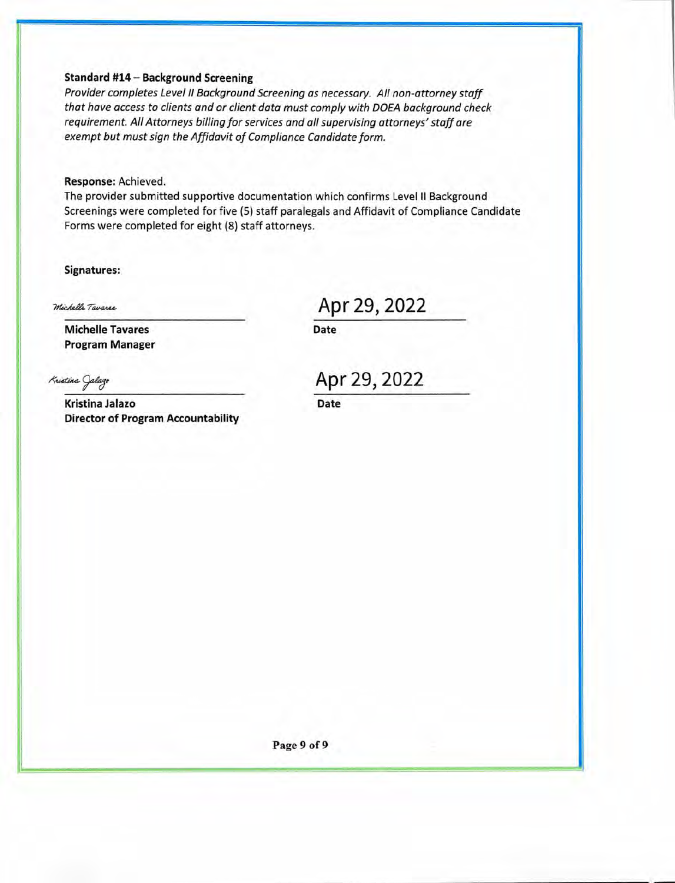**Standard #14 – Background Screening**

*Provider completes Level II Background Screening as necessary. All non-attorney staff that have access to clients and or client data must comply with DOEA background check requirement. All Attorneys billing for services and all supervising attorneys' staff are exempt but must sign the Affidavit of Compliance Candidate form.*

**Response:** Achieved.

The provider submitted supportive documentation which confirms Level II Background Screenings were completed for five (5) staff paralegals and Affidavit of Compliance Candidate Forms were completed for eight (8) staff attorneys.

**Signatures:**

*Michelle Tavares*

**Michelle Tavares**
**Program Manager**

Apr 29, 2022
**Date**

*Kristina Jalazo*

**Kristina Jalazo**
**Director of Program Accountability**

Apr 29, 2022
**Date**